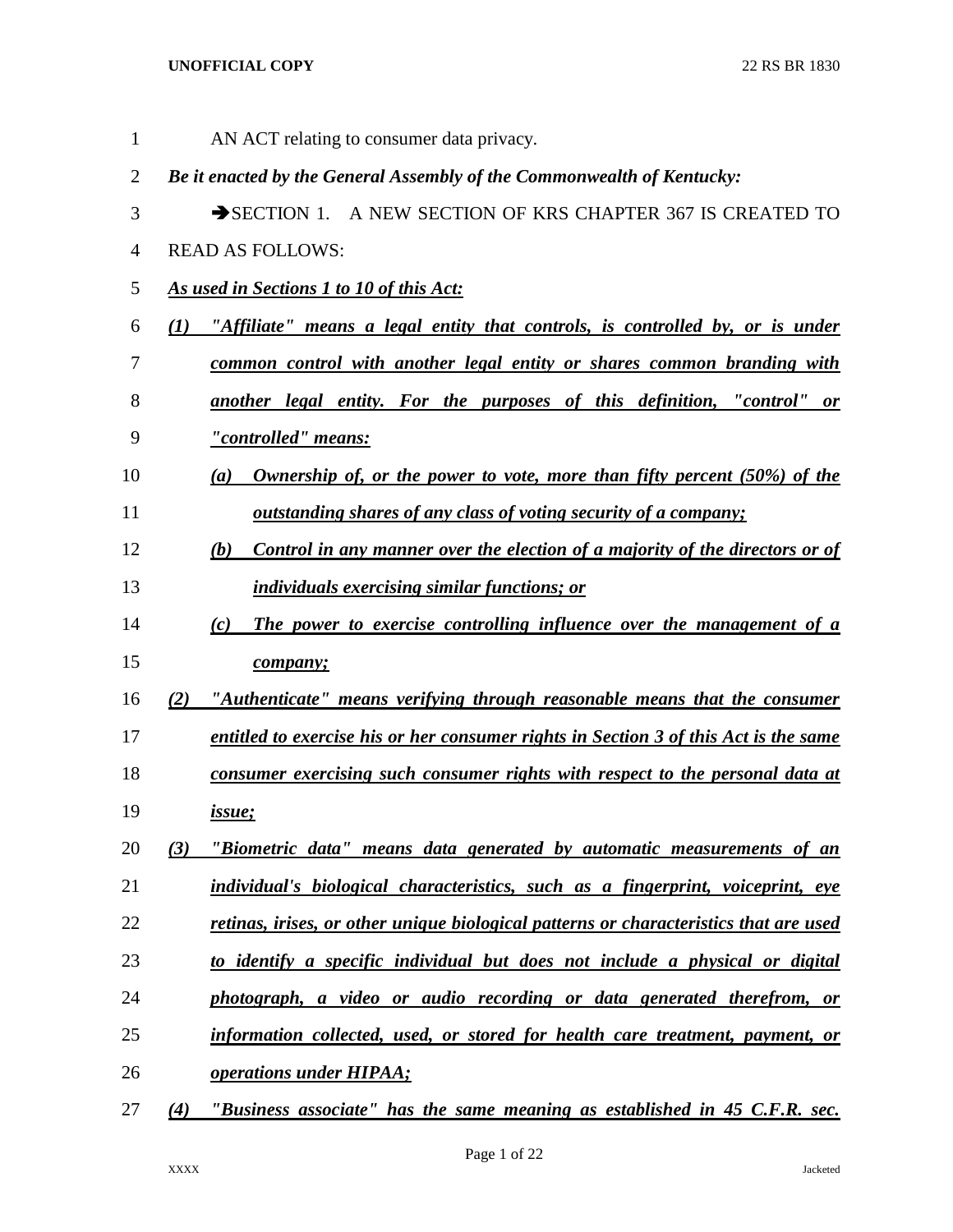AN ACT relating to consumer data privacy.

***Be it enacted by the General Assembly of the Commonwealth of Kentucky:***

➔SECTION 1. A NEW SECTION OF KRS CHAPTER 367 IS CREATED TO READ AS FOLLOWS:

***As used in Sections 1 to 10 of this Act:***

***(1) "Affiliate" means a legal entity that controls, is controlled by, or is under common control with another legal entity or shares common branding with another legal entity. For the purposes of this definition, "control" or "controlled" means:***

***(a) Ownership of, or the power to vote, more than fifty percent (50%) of the outstanding shares of any class of voting security of a company;***

***(b) Control in any manner over the election of a majority of the directors or of individuals exercising similar functions; or***

***(c) The power to exercise controlling influence over the management of a company;***

***(2) "Authenticate" means verifying through reasonable means that the consumer entitled to exercise his or her consumer rights in Section 3 of this Act is the same consumer exercising such consumer rights with respect to the personal data at issue;***

***(3) "Biometric data" means data generated by automatic measurements of an individual's biological characteristics, such as a fingerprint, voiceprint, eye retinas, irises, or other unique biological patterns or characteristics that are used to identify a specific individual but does not include a physical or digital photograph, a video or audio recording or data generated therefrom, or information collected, used, or stored for health care treatment, payment, or operations under HIPAA;***

***(4) "Business associate" has the same meaning as established in 45 C.F.R. sec.***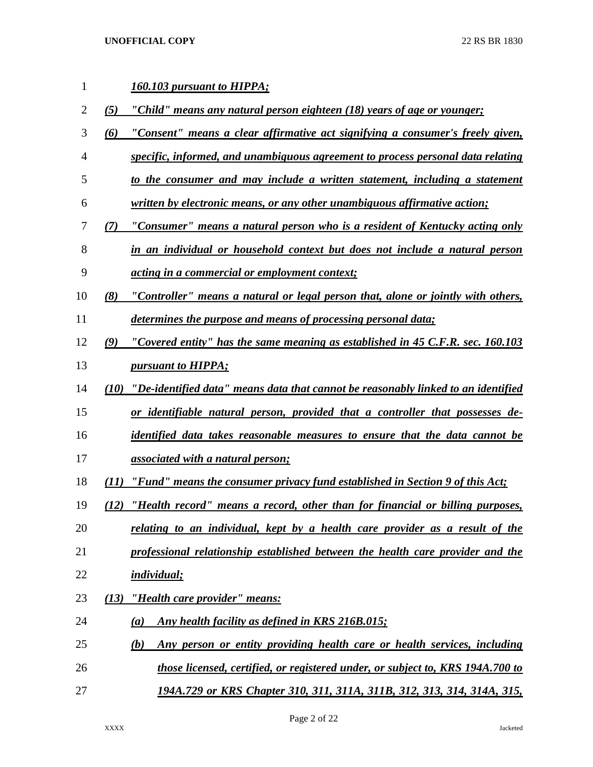*160.103 pursuant to HIPPA;*

*(5) "Child" means any natural person eighteen (18) years of age or younger;*

*(6) "Consent" means a clear affirmative act signifying a consumer's freely given, specific, informed, and unambiguous agreement to process personal data relating to the consumer and may include a written statement, including a statement written by electronic means, or any other unambiguous affirmative action;*

*(7) "Consumer" means a natural person who is a resident of Kentucky acting only in an individual or household context but does not include a natural person acting in a commercial or employment context;*

*(8) "Controller" means a natural or legal person that, alone or jointly with others, determines the purpose and means of processing personal data;*

*(9) "Covered entity" has the same meaning as established in 45 C.F.R. sec. 160.103 pursuant to HIPPA;*

*(10) "De-identified data" means data that cannot be reasonably linked to an identified or identifiable natural person, provided that a controller that possesses de-identified data takes reasonable measures to ensure that the data cannot be associated with a natural person;*

*(11) "Fund" means the consumer privacy fund established in Section 9 of this Act;*

*(12) "Health record" means a record, other than for financial or billing purposes, relating to an individual, kept by a health care provider as a result of the professional relationship established between the health care provider and the individual;*

*(13) "Health care provider" means:*

*(a) Any health facility as defined in KRS 216B.015;*

*(b) Any person or entity providing health care or health services, including those licensed, certified, or registered under, or subject to, KRS 194A.700 to 194A.729 or KRS Chapter 310, 311, 311A, 311B, 312, 313, 314, 314A, 315,*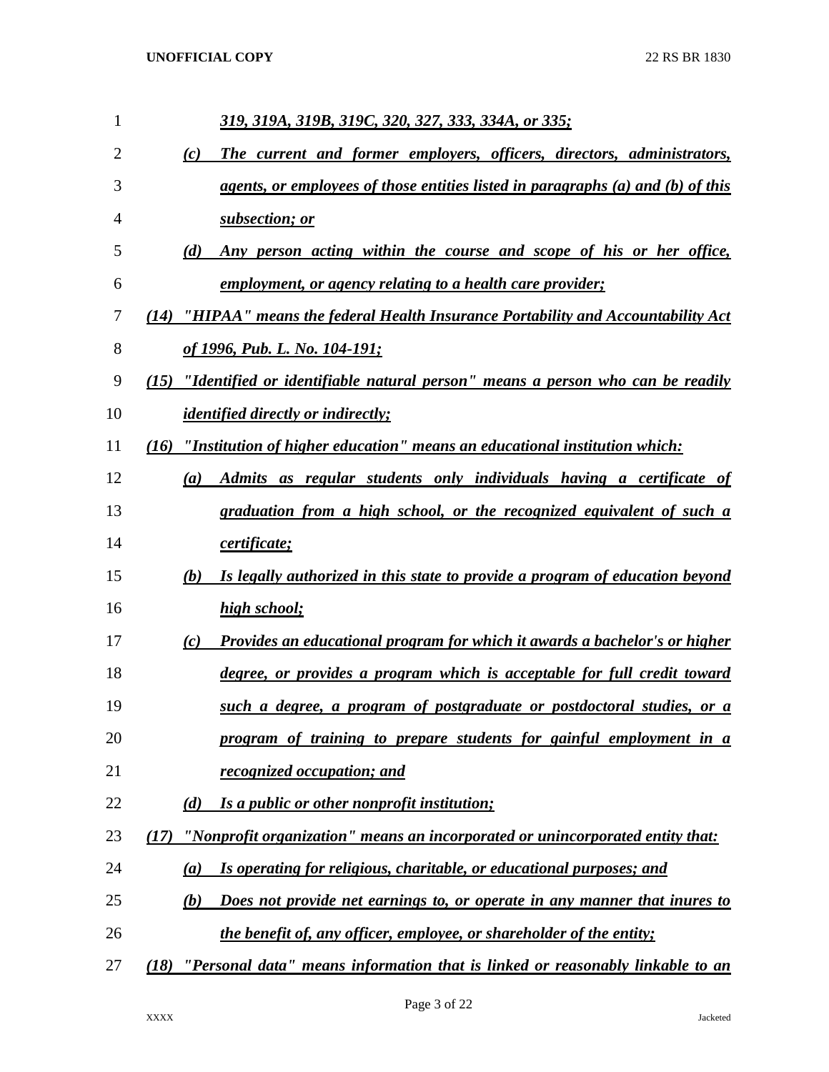*319, 319A, 319B, 319C, 320, 327, 333, 334A, or 335;*

(c) *The current and former employers, officers, directors, administrators, agents, or employees of those entities listed in paragraphs (a) and (b) of this subsection; or*

(d) *Any person acting within the course and scope of his or her office, employment, or agency relating to a health care provider;*

(14) *"HIPAA" means the federal Health Insurance Portability and Accountability Act of 1996, Pub. L. No. 104-191;*

(15) *"Identified or identifiable natural person" means a person who can be readily identified directly or indirectly;*

(16) *"Institution of higher education" means an educational institution which:*

(a) *Admits as regular students only individuals having a certificate of graduation from a high school, or the recognized equivalent of such a certificate;*

(b) *Is legally authorized in this state to provide a program of education beyond high school;*

(c) *Provides an educational program for which it awards a bachelor's or higher degree, or provides a program which is acceptable for full credit toward such a degree, a program of postgraduate or postdoctoral studies, or a program of training to prepare students for gainful employment in a recognized occupation; and*

(d) *Is a public or other nonprofit institution;*

(17) *"Nonprofit organization" means an incorporated or unincorporated entity that:*

(a) *Is operating for religious, charitable, or educational purposes; and*

(b) *Does not provide net earnings to, or operate in any manner that inures to the benefit of, any officer, employee, or shareholder of the entity;*

(18) *"Personal data" means information that is linked or reasonably linkable to an*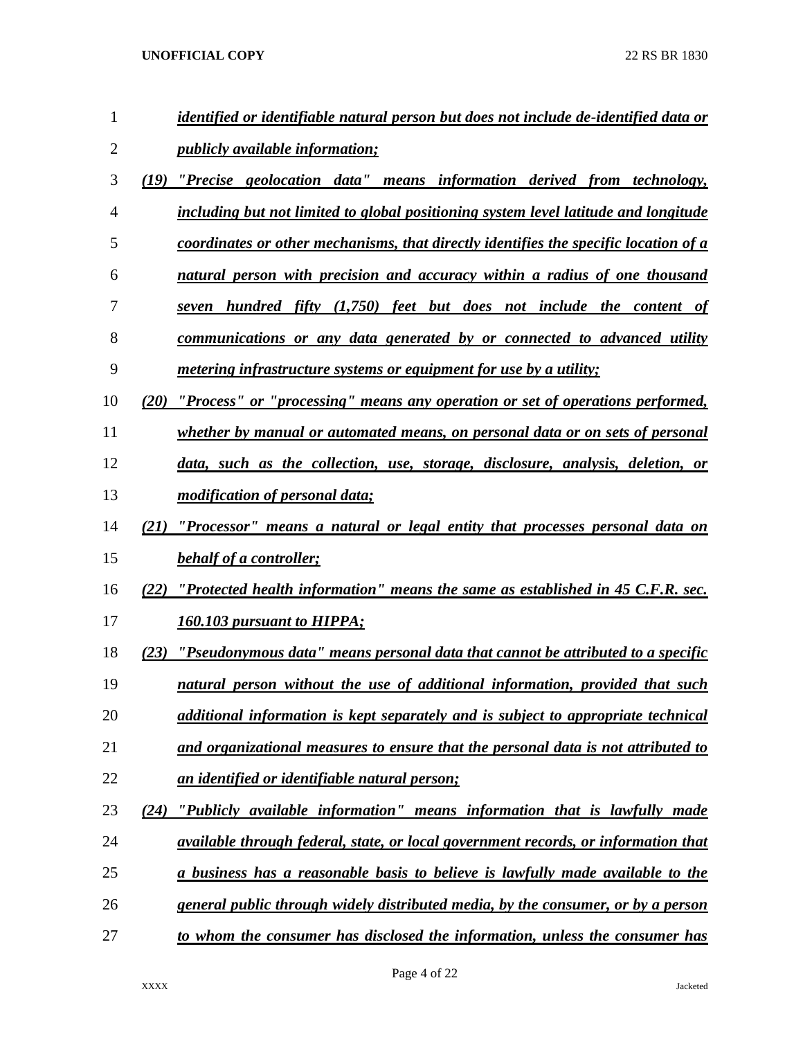*identified or identifiable natural person but does not include de-identified data or publicly available information;*

*(19) "Precise geolocation data" means information derived from technology, including but not limited to global positioning system level latitude and longitude coordinates or other mechanisms, that directly identifies the specific location of a natural person with precision and accuracy within a radius of one thousand seven hundred fifty (1,750) feet but does not include the content of communications or any data generated by or connected to advanced utility metering infrastructure systems or equipment for use by a utility;*

*(20) "Process" or "processing" means any operation or set of operations performed, whether by manual or automated means, on personal data or on sets of personal data, such as the collection, use, storage, disclosure, analysis, deletion, or modification of personal data;*

*(21) "Processor" means a natural or legal entity that processes personal data on behalf of a controller;*

*(22) "Protected health information" means the same as established in 45 C.F.R. sec. 160.103 pursuant to HIPPA;*

*(23) "Pseudonymous data" means personal data that cannot be attributed to a specific natural person without the use of additional information, provided that such additional information is kept separately and is subject to appropriate technical and organizational measures to ensure that the personal data is not attributed to an identified or identifiable natural person;*

*(24) "Publicly available information" means information that is lawfully made available through federal, state, or local government records, or information that a business has a reasonable basis to believe is lawfully made available to the general public through widely distributed media, by the consumer, or by a person to whom the consumer has disclosed the information, unless the consumer has*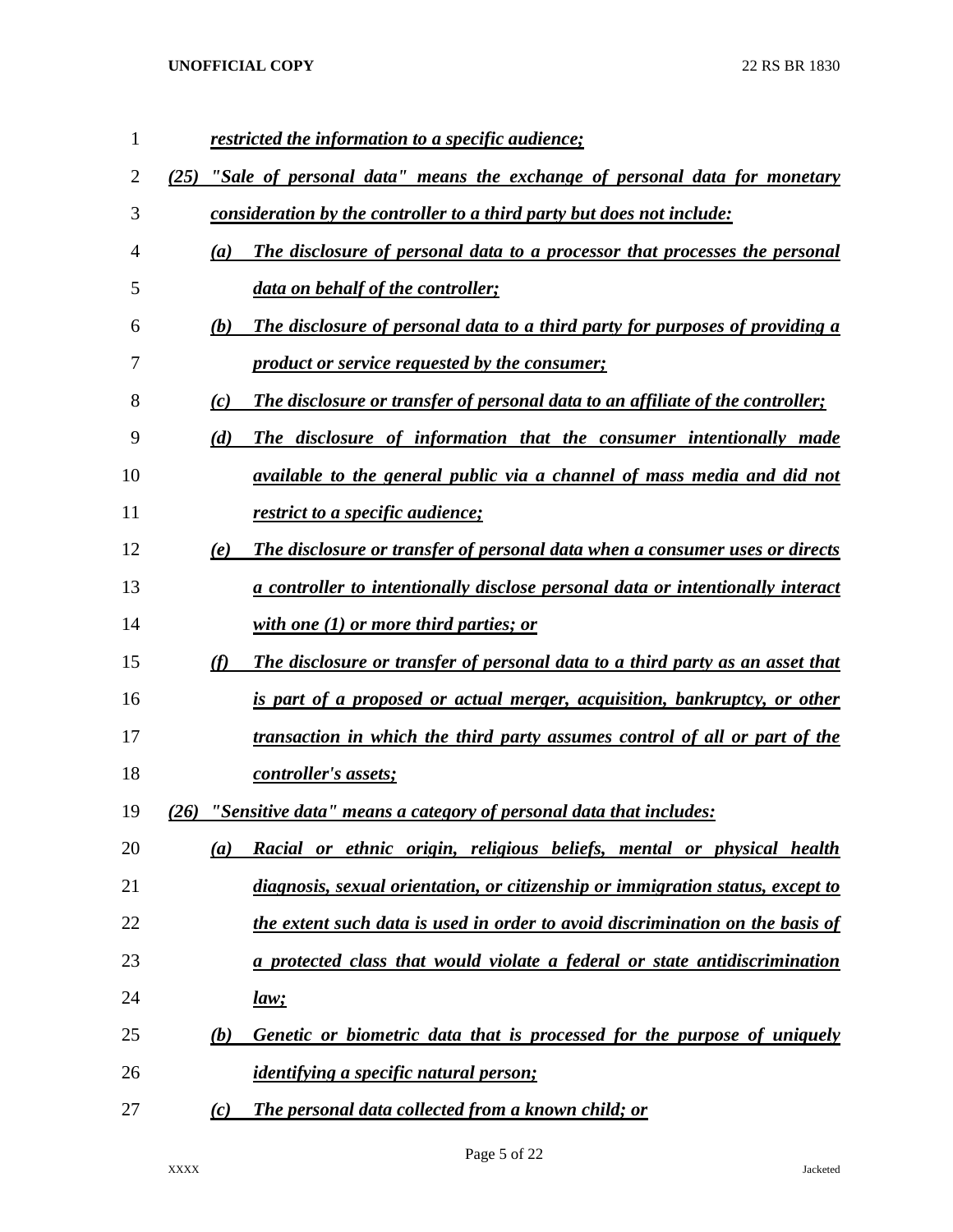*restricted the information to a specific audience;*

*(25) "Sale of personal data" means the exchange of personal data for monetary consideration by the controller to a third party but does not include:*

*(a) The disclosure of personal data to a processor that processes the personal data on behalf of the controller;*

*(b) The disclosure of personal data to a third party for purposes of providing a product or service requested by the consumer;*

*(c) The disclosure or transfer of personal data to an affiliate of the controller;*

*(d) The disclosure of information that the consumer intentionally made available to the general public via a channel of mass media and did not restrict to a specific audience;*

*(e) The disclosure or transfer of personal data when a consumer uses or directs a controller to intentionally disclose personal data or intentionally interact with one (1) or more third parties; or*

*(f) The disclosure or transfer of personal data to a third party as an asset that is part of a proposed or actual merger, acquisition, bankruptcy, or other transaction in which the third party assumes control of all or part of the controller's assets;*

*(26) "Sensitive data" means a category of personal data that includes:*

*(a) Racial or ethnic origin, religious beliefs, mental or physical health diagnosis, sexual orientation, or citizenship or immigration status, except to the extent such data is used in order to avoid discrimination on the basis of a protected class that would violate a federal or state antidiscrimination law;*

*(b) Genetic or biometric data that is processed for the purpose of uniquely identifying a specific natural person;*

*(c) The personal data collected from a known child; or*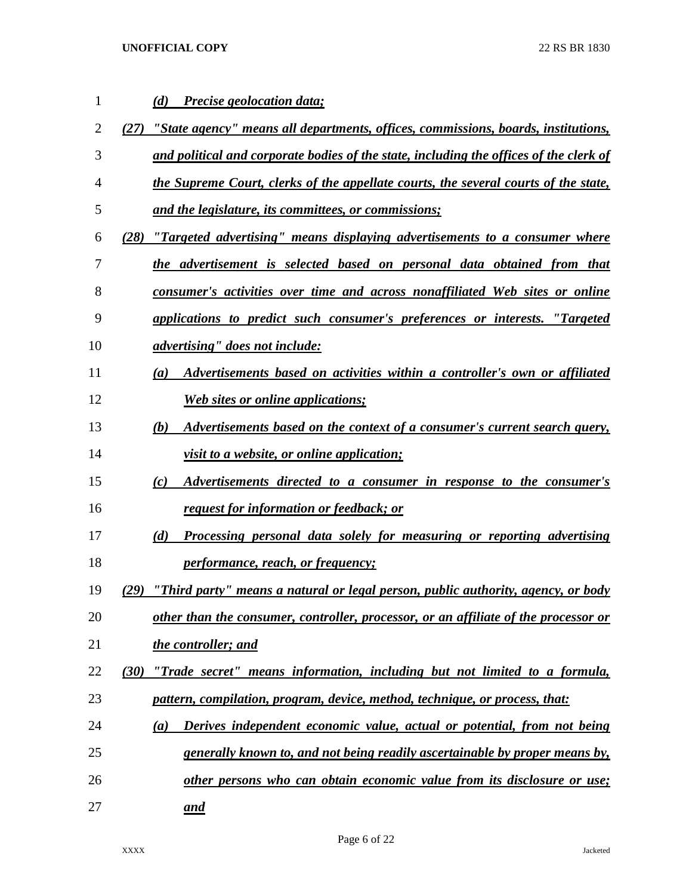(d) Precise geolocation data;

(27) "State agency" means all departments, offices, commissions, boards, institutions, and political and corporate bodies of the state, including the offices of the clerk of the Supreme Court, clerks of the appellate courts, the several courts of the state, and the legislature, its committees, or commissions;

(28) "Targeted advertising" means displaying advertisements to a consumer where the advertisement is selected based on personal data obtained from that consumer's activities over time and across nonaffiliated Web sites or online applications to predict such consumer's preferences or interests. "Targeted advertising" does not include:

(a) Advertisements based on activities within a controller's own or affiliated Web sites or online applications;

(b) Advertisements based on the context of a consumer's current search query, visit to a website, or online application;

(c) Advertisements directed to a consumer in response to the consumer's request for information or feedback; or

(d) Processing personal data solely for measuring or reporting advertising performance, reach, or frequency;

(29) "Third party" means a natural or legal person, public authority, agency, or body other than the consumer, controller, processor, or an affiliate of the processor or the controller; and

(30) "Trade secret" means information, including but not limited to a formula, pattern, compilation, program, device, method, technique, or process, that:

(a) Derives independent economic value, actual or potential, from not being generally known to, and not being readily ascertainable by proper means by, other persons who can obtain economic value from its disclosure or use; and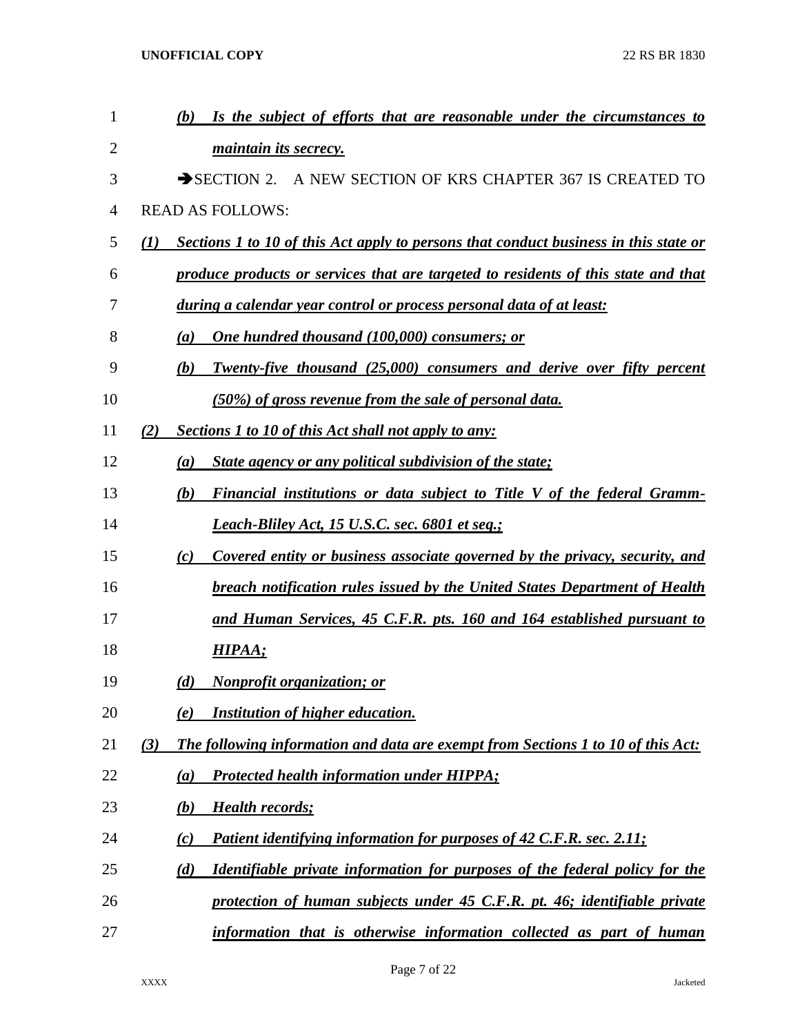*(b) Is the subject of efforts that are reasonable under the circumstances to maintain its secrecy.*

➔SECTION 2. A NEW SECTION OF KRS CHAPTER 367 IS CREATED TO READ AS FOLLOWS:

*(1) Sections 1 to 10 of this Act apply to persons that conduct business in this state or produce products or services that are targeted to residents of this state and that during a calendar year control or process personal data of at least:*

*(a) One hundred thousand (100,000) consumers; or*

*(b) Twenty-five thousand (25,000) consumers and derive over fifty percent (50%) of gross revenue from the sale of personal data.*

*(2) Sections 1 to 10 of this Act shall not apply to any:*

*(a) State agency or any political subdivision of the state;*

*(b) Financial institutions or data subject to Title V of the federal Gramm-Leach-Bliley Act, 15 U.S.C. sec. 6801 et seq.;*

*(c) Covered entity or business associate governed by the privacy, security, and breach notification rules issued by the United States Department of Health and Human Services, 45 C.F.R. pts. 160 and 164 established pursuant to HIPAA;*

*(d) Nonprofit organization; or*

*(e) Institution of higher education.*

*(3) The following information and data are exempt from Sections 1 to 10 of this Act:*

*(a) Protected health information under HIPPA;*

*(b) Health records;*

*(c) Patient identifying information for purposes of 42 C.F.R. sec. 2.11;*

*(d) Identifiable private information for purposes of the federal policy for the protection of human subjects under 45 C.F.R. pt. 46; identifiable private information that is otherwise information collected as part of human*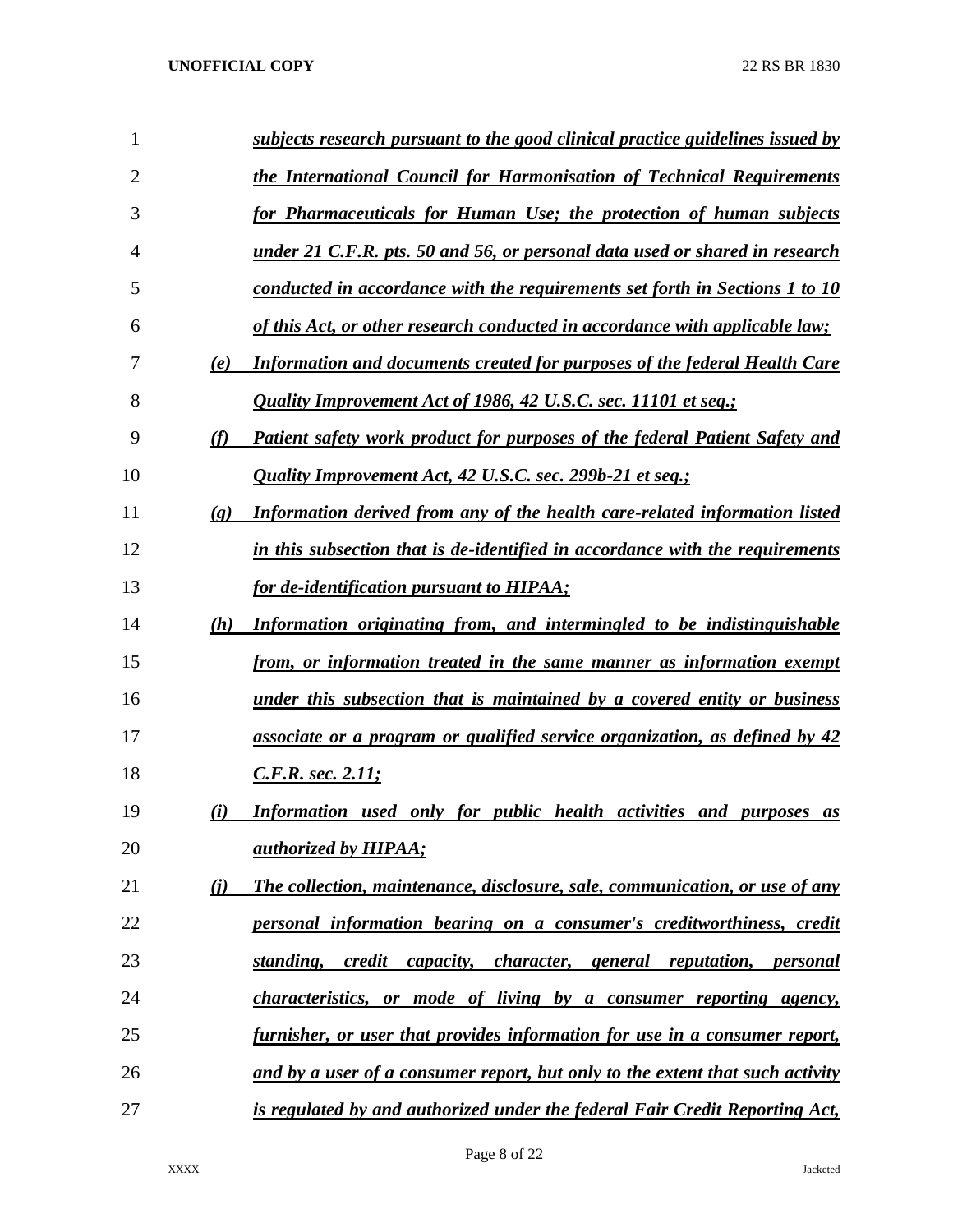*subjects research pursuant to the good clinical practice guidelines issued by the International Council for Harmonisation of Technical Requirements for Pharmaceuticals for Human Use; the protection of human subjects under 21 C.F.R. pts. 50 and 56, or personal data used or shared in research conducted in accordance with the requirements set forth in Sections 1 to 10 of this Act, or other research conducted in accordance with applicable law;*

*(e) Information and documents created for purposes of the federal Health Care Quality Improvement Act of 1986, 42 U.S.C. sec. 11101 et seq.;*

*(f) Patient safety work product for purposes of the federal Patient Safety and Quality Improvement Act, 42 U.S.C. sec. 299b-21 et seq.;*

*(g) Information derived from any of the health care-related information listed in this subsection that is de-identified in accordance with the requirements for de-identification pursuant to HIPAA;*

*(h) Information originating from, and intermingled to be indistinguishable from, or information treated in the same manner as information exempt under this subsection that is maintained by a covered entity or business associate or a program or qualified service organization, as defined by 42 C.F.R. sec. 2.11;*

*(i) Information used only for public health activities and purposes as authorized by HIPAA;*

*(j) The collection, maintenance, disclosure, sale, communication, or use of any personal information bearing on a consumer's creditworthiness, credit standing, credit capacity, character, general reputation, personal characteristics, or mode of living by a consumer reporting agency, furnisher, or user that provides information for use in a consumer report, and by a user of a consumer report, but only to the extent that such activity is regulated by and authorized under the federal Fair Credit Reporting Act,*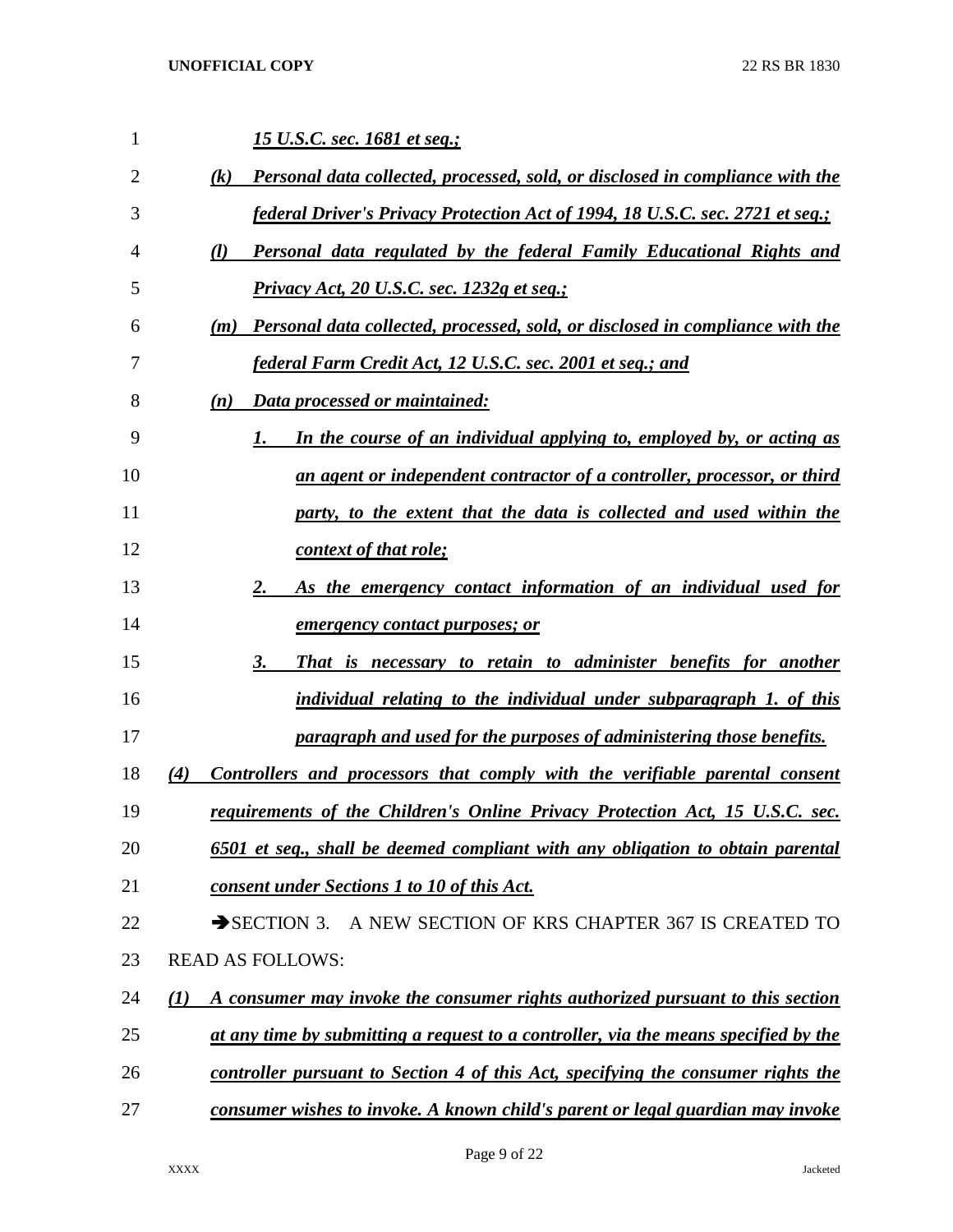*15 U.S.C. sec. 1681 et seq.;*

*(k) Personal data collected, processed, sold, or disclosed in compliance with the federal Driver's Privacy Protection Act of 1994, 18 U.S.C. sec. 2721 et seq.;*

*(l) Personal data regulated by the federal Family Educational Rights and Privacy Act, 20 U.S.C. sec. 1232g et seq.;*

*(m) Personal data collected, processed, sold, or disclosed in compliance with the federal Farm Credit Act, 12 U.S.C. sec. 2001 et seq.; and*

*(n) Data processed or maintained:*

*1. In the course of an individual applying to, employed by, or acting as an agent or independent contractor of a controller, processor, or third party, to the extent that the data is collected and used within the context of that role;*

*2. As the emergency contact information of an individual used for emergency contact purposes; or*

*3. That is necessary to retain to administer benefits for another individual relating to the individual under subparagraph 1. of this paragraph and used for the purposes of administering those benefits.*

*(4) Controllers and processors that comply with the verifiable parental consent requirements of the Children's Online Privacy Protection Act, 15 U.S.C. sec. 6501 et seq., shall be deemed compliant with any obligation to obtain parental consent under Sections 1 to 10 of this Act.*

➔SECTION 3. A NEW SECTION OF KRS CHAPTER 367 IS CREATED TO READ AS FOLLOWS:

*(1) A consumer may invoke the consumer rights authorized pursuant to this section at any time by submitting a request to a controller, via the means specified by the controller pursuant to Section 4 of this Act, specifying the consumer rights the consumer wishes to invoke. A known child's parent or legal guardian may invoke*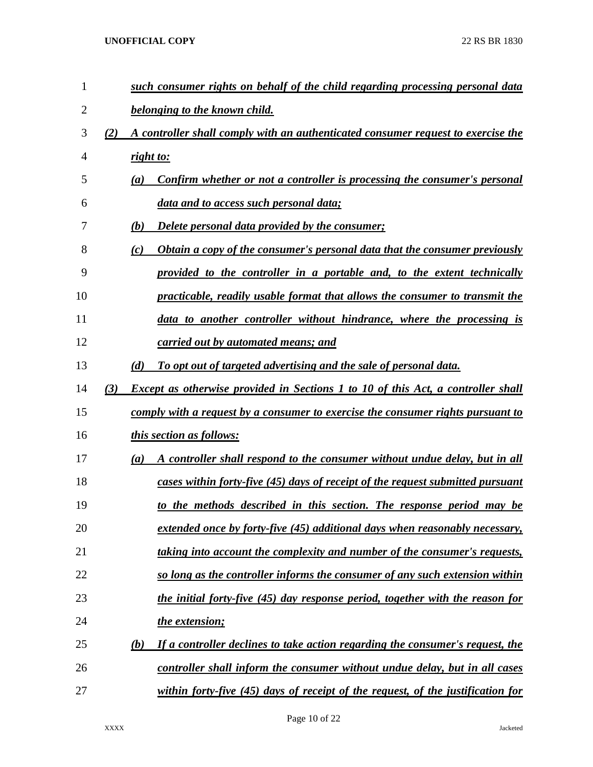*such consumer rights on behalf of the child regarding processing personal data belonging to the known child.*

*(2) A controller shall comply with an authenticated consumer request to exercise the right to:*

*(a) Confirm whether or not a controller is processing the consumer's personal data and to access such personal data;*

*(b) Delete personal data provided by the consumer;*

*(c) Obtain a copy of the consumer's personal data that the consumer previously provided to the controller in a portable and, to the extent technically practicable, readily usable format that allows the consumer to transmit the data to another controller without hindrance, where the processing is carried out by automated means; and*

*(d) To opt out of targeted advertising and the sale of personal data.*

*(3) Except as otherwise provided in Sections 1 to 10 of this Act, a controller shall comply with a request by a consumer to exercise the consumer rights pursuant to this section as follows:*

*(a) A controller shall respond to the consumer without undue delay, but in all cases within forty-five (45) days of receipt of the request submitted pursuant to the methods described in this section. The response period may be extended once by forty-five (45) additional days when reasonably necessary, taking into account the complexity and number of the consumer's requests, so long as the controller informs the consumer of any such extension within the initial forty-five (45) day response period, together with the reason for the extension;*

*(b) If a controller declines to take action regarding the consumer's request, the controller shall inform the consumer without undue delay, but in all cases within forty-five (45) days of receipt of the request, of the justification for*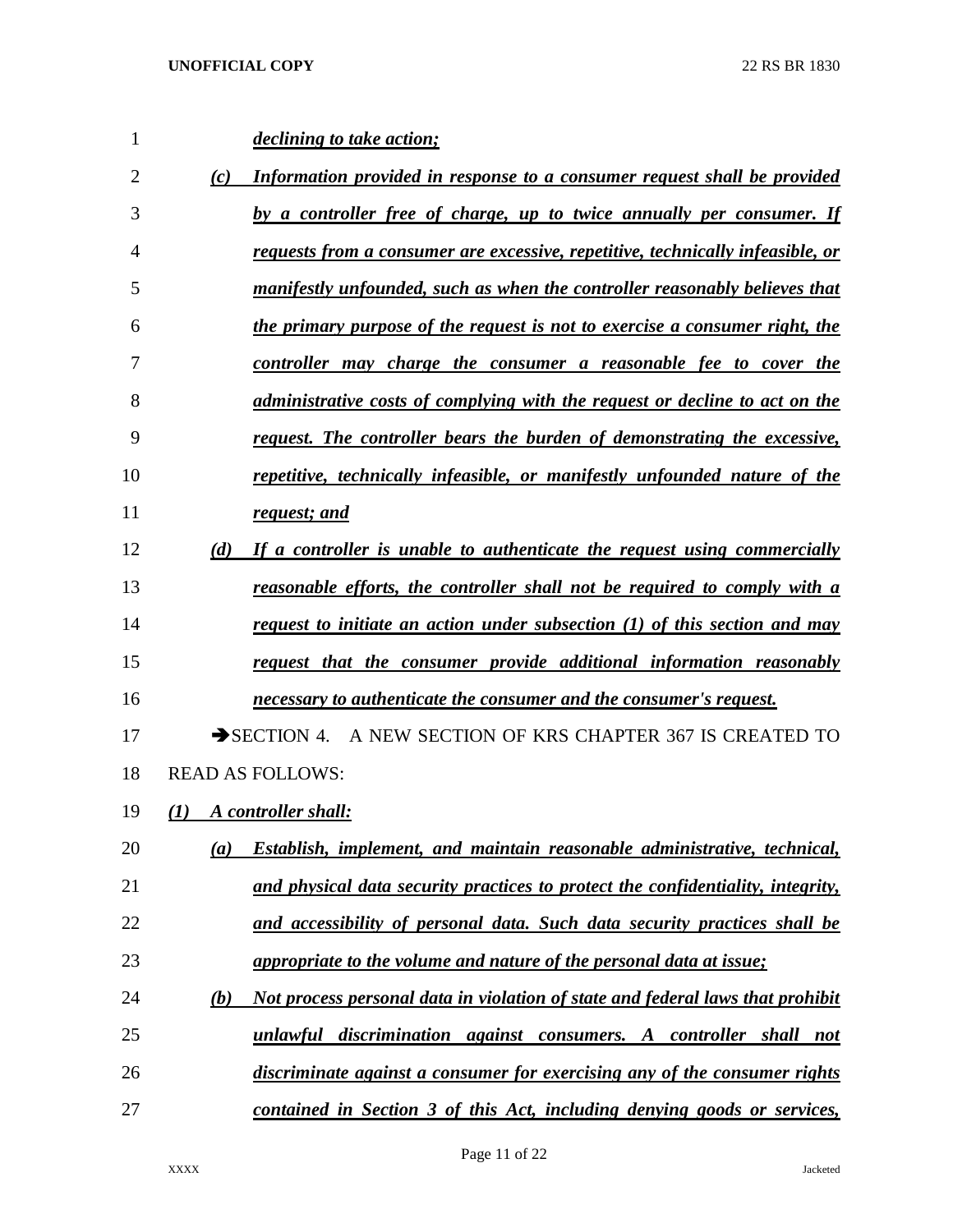*declining to take action;*

*(c) Information provided in response to a consumer request shall be provided by a controller free of charge, up to twice annually per consumer. If requests from a consumer are excessive, repetitive, technically infeasible, or manifestly unfounded, such as when the controller reasonably believes that the primary purpose of the request is not to exercise a consumer right, the controller may charge the consumer a reasonable fee to cover the administrative costs of complying with the request or decline to act on the request. The controller bears the burden of demonstrating the excessive, repetitive, technically infeasible, or manifestly unfounded nature of the request; and*

*(d) If a controller is unable to authenticate the request using commercially reasonable efforts, the controller shall not be required to comply with a request to initiate an action under subsection (1) of this section and may request that the consumer provide additional information reasonably necessary to authenticate the consumer and the consumer's request.*

➔SECTION 4. A NEW SECTION OF KRS CHAPTER 367 IS CREATED TO READ AS FOLLOWS:

*(1) A controller shall:*

*(a) Establish, implement, and maintain reasonable administrative, technical, and physical data security practices to protect the confidentiality, integrity, and accessibility of personal data. Such data security practices shall be appropriate to the volume and nature of the personal data at issue;*

*(b) Not process personal data in violation of state and federal laws that prohibit unlawful discrimination against consumers. A controller shall not discriminate against a consumer for exercising any of the consumer rights contained in Section 3 of this Act, including denying goods or services,*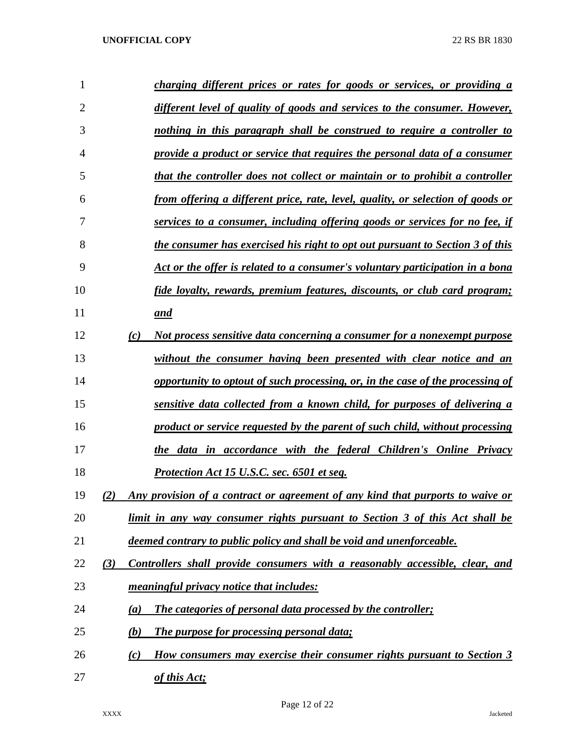*charging different prices or rates for goods or services, or providing a different level of quality of goods and services to the consumer. However, nothing in this paragraph shall be construed to require a controller to provide a product or service that requires the personal data of a consumer that the controller does not collect or maintain or to prohibit a controller from offering a different price, rate, level, quality, or selection of goods or services to a consumer, including offering goods or services for no fee, if the consumer has exercised his right to opt out pursuant to Section 3 of this Act or the offer is related to a consumer's voluntary participation in a bona fide loyalty, rewards, premium features, discounts, or club card program; and*

*(c) Not process sensitive data concerning a consumer for a nonexempt purpose without the consumer having been presented with clear notice and an opportunity to optout of such processing, or, in the case of the processing of sensitive data collected from a known child, for purposes of delivering a product or service requested by the parent of such child, without processing the data in accordance with the federal Children's Online Privacy Protection Act 15 U.S.C. sec. 6501 et seq.*

*(2) Any provision of a contract or agreement of any kind that purports to waive or limit in any way consumer rights pursuant to Section 3 of this Act shall be deemed contrary to public policy and shall be void and unenforceable.*

*(3) Controllers shall provide consumers with a reasonably accessible, clear, and meaningful privacy notice that includes:*

*(a) The categories of personal data processed by the controller;*

*(b) The purpose for processing personal data;*

*(c) How consumers may exercise their consumer rights pursuant to Section 3 of this Act;*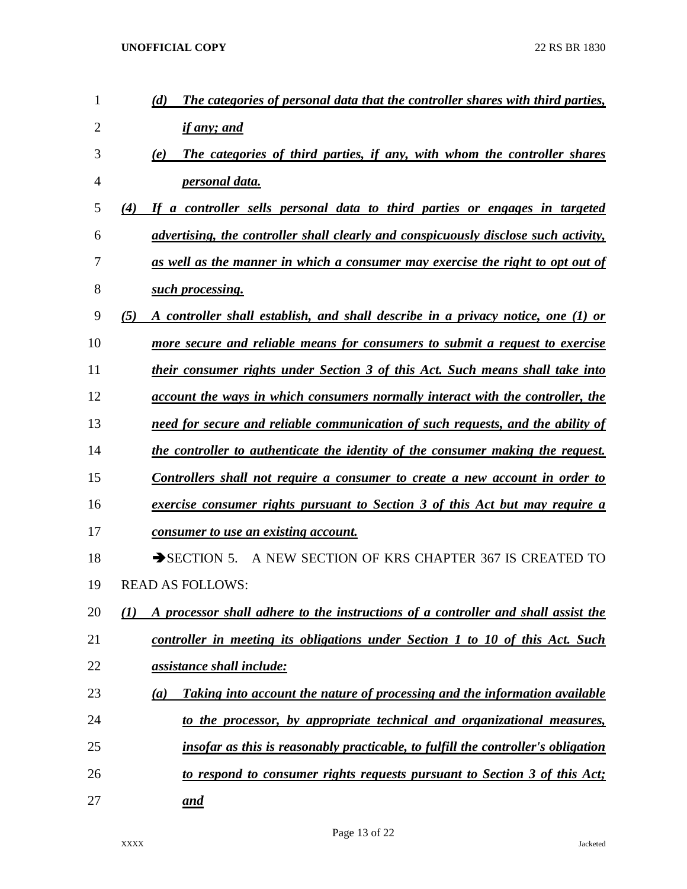*(d) The categories of personal data that the controller shares with third parties, if any; and*

*(e) The categories of third parties, if any, with whom the controller shares personal data.*

*(4) If a controller sells personal data to third parties or engages in targeted advertising, the controller shall clearly and conspicuously disclose such activity, as well as the manner in which a consumer may exercise the right to opt out of such processing.*

*(5) A controller shall establish, and shall describe in a privacy notice, one (1) or more secure and reliable means for consumers to submit a request to exercise their consumer rights under Section 3 of this Act. Such means shall take into account the ways in which consumers normally interact with the controller, the need for secure and reliable communication of such requests, and the ability of the controller to authenticate the identity of the consumer making the request. Controllers shall not require a consumer to create a new account in order to exercise consumer rights pursuant to Section 3 of this Act but may require a consumer to use an existing account.*

➔SECTION 5. A NEW SECTION OF KRS CHAPTER 367 IS CREATED TO READ AS FOLLOWS:

*(1) A processor shall adhere to the instructions of a controller and shall assist the controller in meeting its obligations under Section 1 to 10 of this Act. Such assistance shall include:*

*(a) Taking into account the nature of processing and the information available to the processor, by appropriate technical and organizational measures, insofar as this is reasonably practicable, to fulfill the controller's obligation to respond to consumer rights requests pursuant to Section 3 of this Act; and*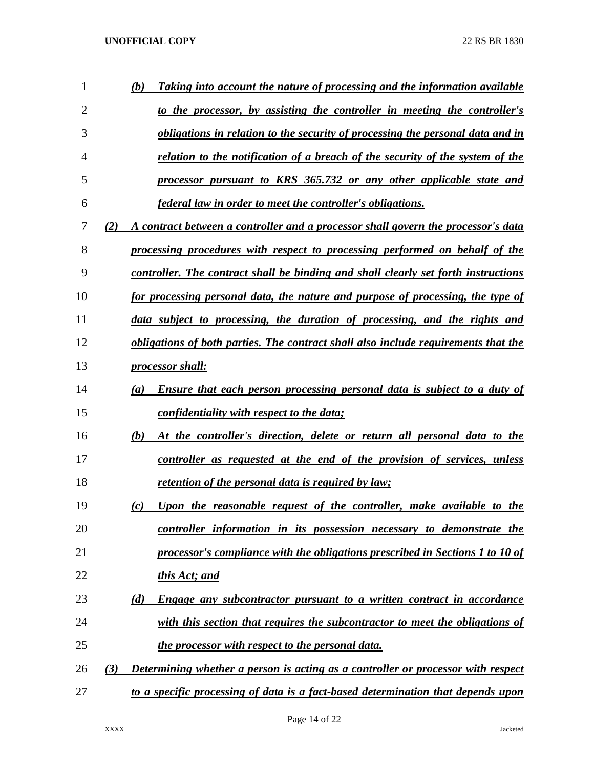*(b) Taking into account the nature of processing and the information available to the processor, by assisting the controller in meeting the controller's obligations in relation to the security of processing the personal data and in relation to the notification of a breach of the security of the system of the processor pursuant to KRS 365.732 or any other applicable state and federal law in order to meet the controller's obligations.*

*(2) A contract between a controller and a processor shall govern the processor's data processing procedures with respect to processing performed on behalf of the controller. The contract shall be binding and shall clearly set forth instructions for processing personal data, the nature and purpose of processing, the type of data subject to processing, the duration of processing, and the rights and obligations of both parties. The contract shall also include requirements that the processor shall:*

*(a) Ensure that each person processing personal data is subject to a duty of confidentiality with respect to the data;*

*(b) At the controller's direction, delete or return all personal data to the controller as requested at the end of the provision of services, unless retention of the personal data is required by law;*

*(c) Upon the reasonable request of the controller, make available to the controller information in its possession necessary to demonstrate the processor's compliance with the obligations prescribed in Sections 1 to 10 of this Act; and*

*(d) Engage any subcontractor pursuant to a written contract in accordance with this section that requires the subcontractor to meet the obligations of the processor with respect to the personal data.*

*(3) Determining whether a person is acting as a controller or processor with respect to a specific processing of data is a fact-based determination that depends upon*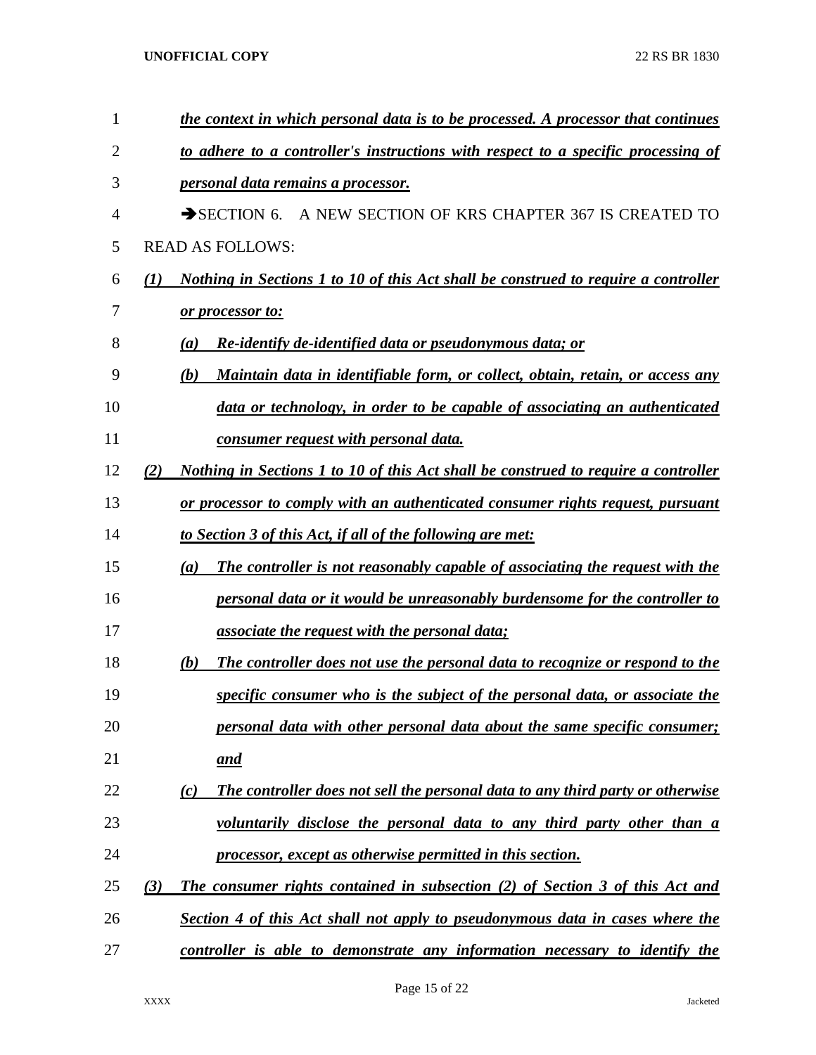*the context in which personal data is to be processed. A processor that continues to adhere to a controller's instructions with respect to a specific processing of personal data remains a processor.*

➔SECTION 6. A NEW SECTION OF KRS CHAPTER 367 IS CREATED TO READ AS FOLLOWS:

*(1) Nothing in Sections 1 to 10 of this Act shall be construed to require a controller or processor to:*

*(a) Re-identify de-identified data or pseudonymous data; or*

*(b) Maintain data in identifiable form, or collect, obtain, retain, or access any data or technology, in order to be capable of associating an authenticated consumer request with personal data.*

*(2) Nothing in Sections 1 to 10 of this Act shall be construed to require a controller or processor to comply with an authenticated consumer rights request, pursuant to Section 3 of this Act, if all of the following are met:*

*(a) The controller is not reasonably capable of associating the request with the personal data or it would be unreasonably burdensome for the controller to associate the request with the personal data;*

*(b) The controller does not use the personal data to recognize or respond to the specific consumer who is the subject of the personal data, or associate the personal data with other personal data about the same specific consumer; and*

*(c) The controller does not sell the personal data to any third party or otherwise voluntarily disclose the personal data to any third party other than a processor, except as otherwise permitted in this section.*

*(3) The consumer rights contained in subsection (2) of Section 3 of this Act and Section 4 of this Act shall not apply to pseudonymous data in cases where the controller is able to demonstrate any information necessary to identify the*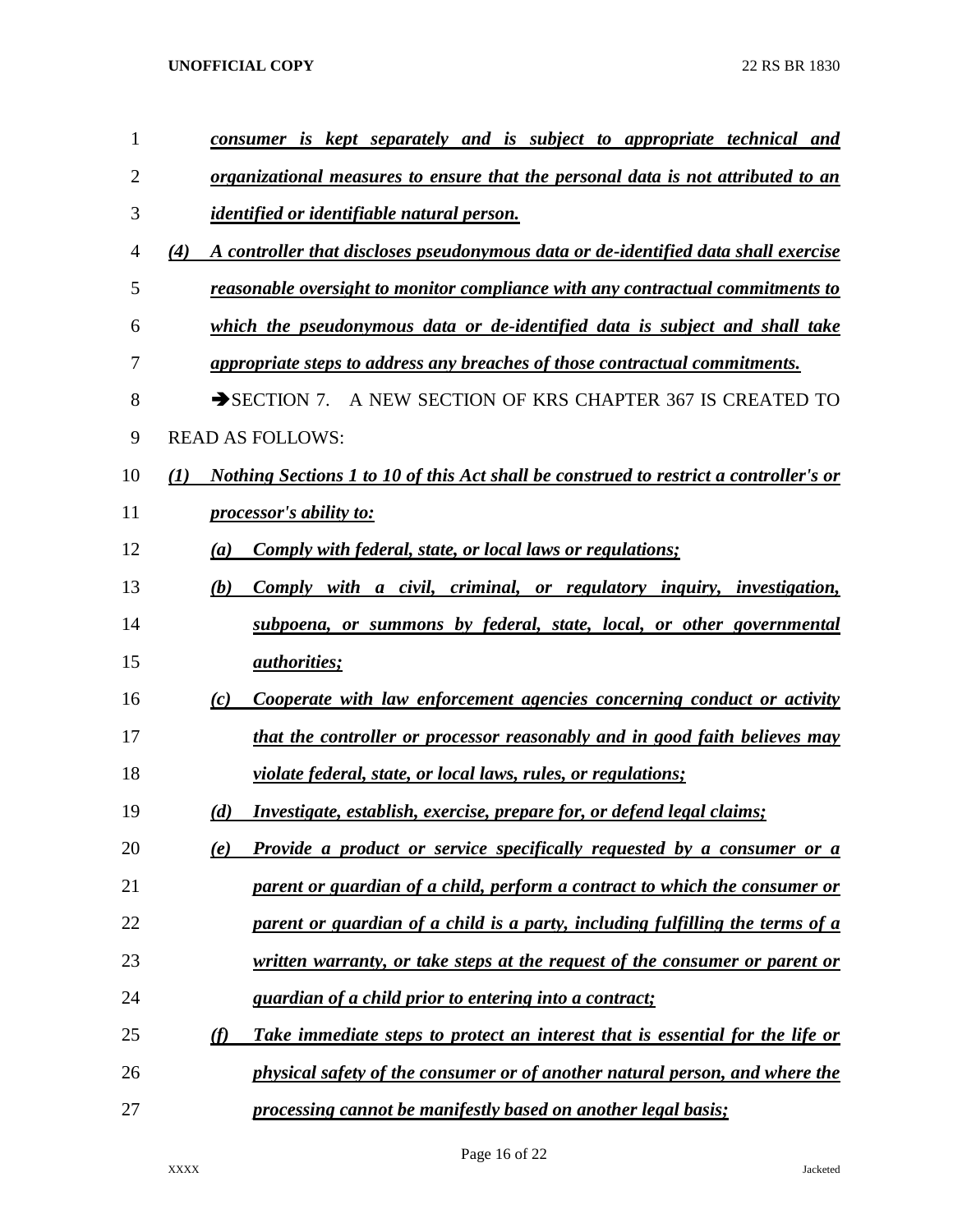*consumer is kept separately and is subject to appropriate technical and organizational measures to ensure that the personal data is not attributed to an identified or identifiable natural person.*

*(4) A controller that discloses pseudonymous data or de-identified data shall exercise reasonable oversight to monitor compliance with any contractual commitments to which the pseudonymous data or de-identified data is subject and shall take appropriate steps to address any breaches of those contractual commitments.*

➔SECTION 7. A NEW SECTION OF KRS CHAPTER 367 IS CREATED TO READ AS FOLLOWS:

*(1) Nothing Sections 1 to 10 of this Act shall be construed to restrict a controller's or processor's ability to:*

*(a) Comply with federal, state, or local laws or regulations;*

*(b) Comply with a civil, criminal, or regulatory inquiry, investigation, subpoena, or summons by federal, state, local, or other governmental authorities;*

*(c) Cooperate with law enforcement agencies concerning conduct or activity that the controller or processor reasonably and in good faith believes may violate federal, state, or local laws, rules, or regulations;*

*(d) Investigate, establish, exercise, prepare for, or defend legal claims;*

*(e) Provide a product or service specifically requested by a consumer or a parent or guardian of a child, perform a contract to which the consumer or parent or guardian of a child is a party, including fulfilling the terms of a written warranty, or take steps at the request of the consumer or parent or guardian of a child prior to entering into a contract;*

*(f) Take immediate steps to protect an interest that is essential for the life or physical safety of the consumer or of another natural person, and where the processing cannot be manifestly based on another legal basis;*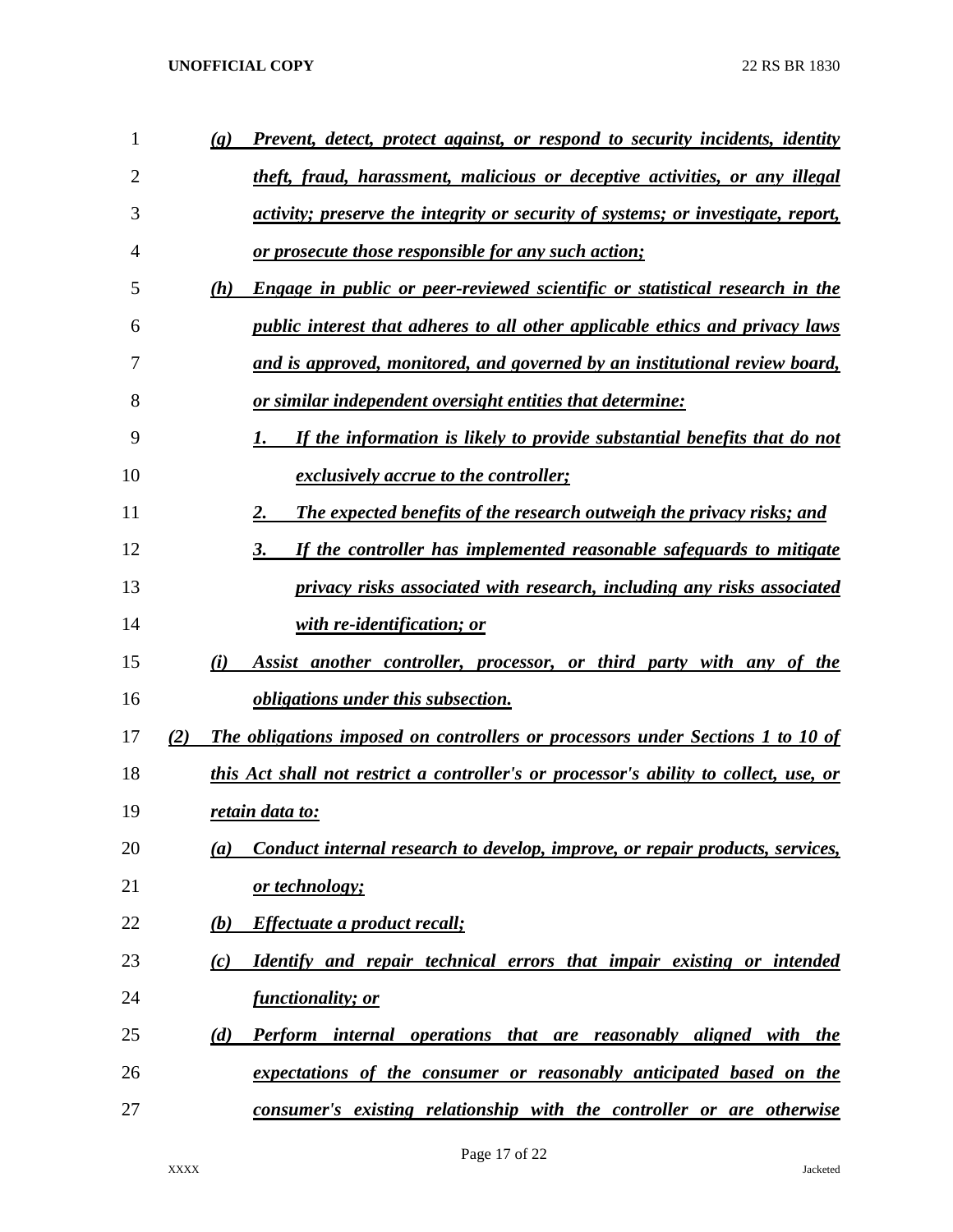(g) *Prevent, detect, protect against, or respond to security incidents, identity theft, fraud, harassment, malicious or deceptive activities, or any illegal activity; preserve the integrity or security of systems; or investigate, report, or prosecute those responsible for any such action;*

(h) *Engage in public or peer-reviewed scientific or statistical research in the public interest that adheres to all other applicable ethics and privacy laws and is approved, monitored, and governed by an institutional review board, or similar independent oversight entities that determine:*

1. *If the information is likely to provide substantial benefits that do not exclusively accrue to the controller;*
2. *The expected benefits of the research outweigh the privacy risks; and*
3. *If the controller has implemented reasonable safeguards to mitigate privacy risks associated with research, including any risks associated with re-identification; or*

(i) *Assist another controller, processor, or third party with any of the obligations under this subsection.*

(2) *The obligations imposed on controllers or processors under Sections 1 to 10 of this Act shall not restrict a controller's or processor's ability to collect, use, or retain data to:*

(a) *Conduct internal research to develop, improve, or repair products, services, or technology;*

(b) *Effectuate a product recall;*

(c) *Identify and repair technical errors that impair existing or intended functionality; or*

(d) *Perform internal operations that are reasonably aligned with the expectations of the consumer or reasonably anticipated based on the consumer's existing relationship with the controller or are otherwise*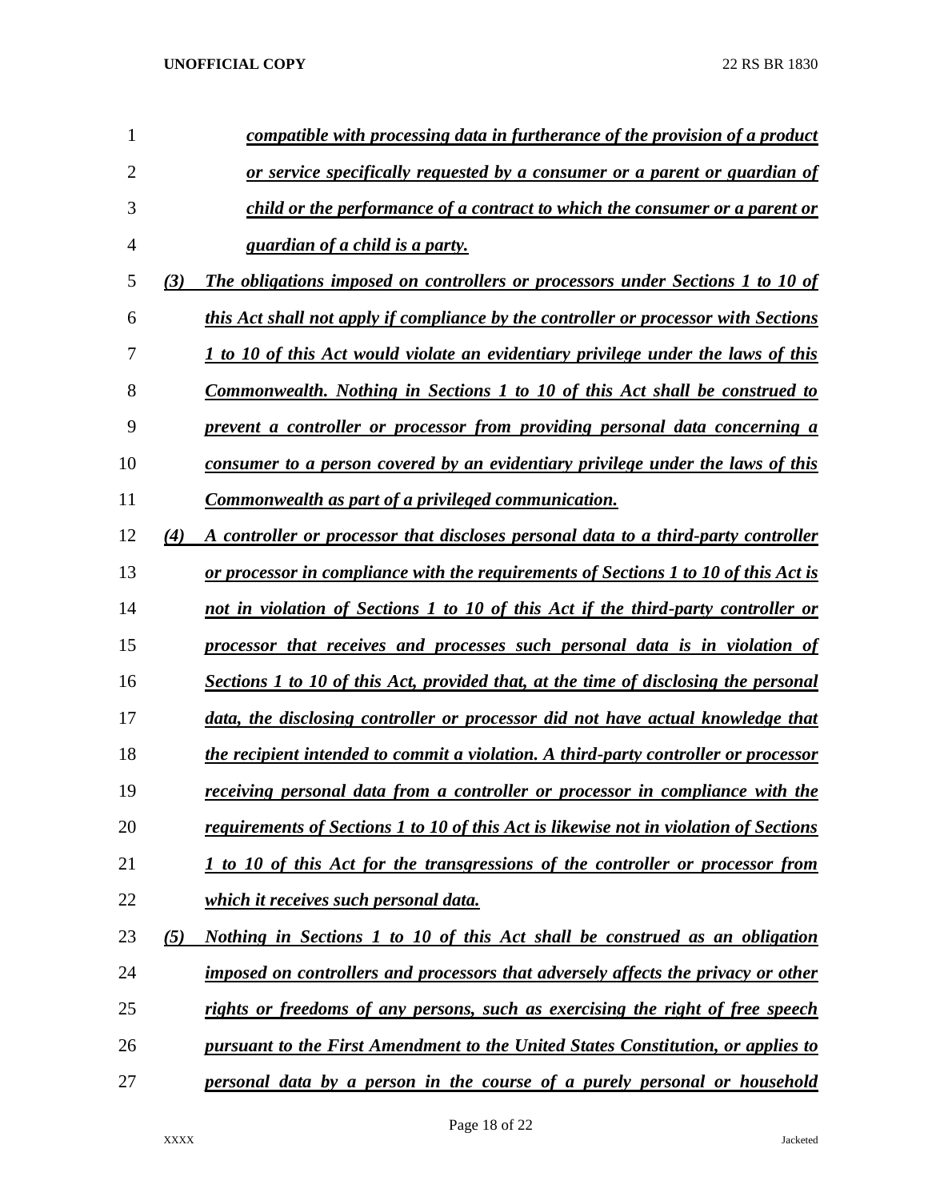*compatible with processing data in furtherance of the provision of a product or service specifically requested by a consumer or a parent or guardian of child or the performance of a contract to which the consumer or a parent or guardian of a child is a party.*

*(3) The obligations imposed on controllers or processors under Sections 1 to 10 of this Act shall not apply if compliance by the controller or processor with Sections 1 to 10 of this Act would violate an evidentiary privilege under the laws of this Commonwealth. Nothing in Sections 1 to 10 of this Act shall be construed to prevent a controller or processor from providing personal data concerning a consumer to a person covered by an evidentiary privilege under the laws of this Commonwealth as part of a privileged communication.*

*(4) A controller or processor that discloses personal data to a third-party controller or processor in compliance with the requirements of Sections 1 to 10 of this Act is not in violation of Sections 1 to 10 of this Act if the third-party controller or processor that receives and processes such personal data is in violation of Sections 1 to 10 of this Act, provided that, at the time of disclosing the personal data, the disclosing controller or processor did not have actual knowledge that the recipient intended to commit a violation. A third-party controller or processor receiving personal data from a controller or processor in compliance with the requirements of Sections 1 to 10 of this Act is likewise not in violation of Sections 1 to 10 of this Act for the transgressions of the controller or processor from which it receives such personal data.*

*(5) Nothing in Sections 1 to 10 of this Act shall be construed as an obligation imposed on controllers and processors that adversely affects the privacy or other rights or freedoms of any persons, such as exercising the right of free speech pursuant to the First Amendment to the United States Constitution, or applies to personal data by a person in the course of a purely personal or household*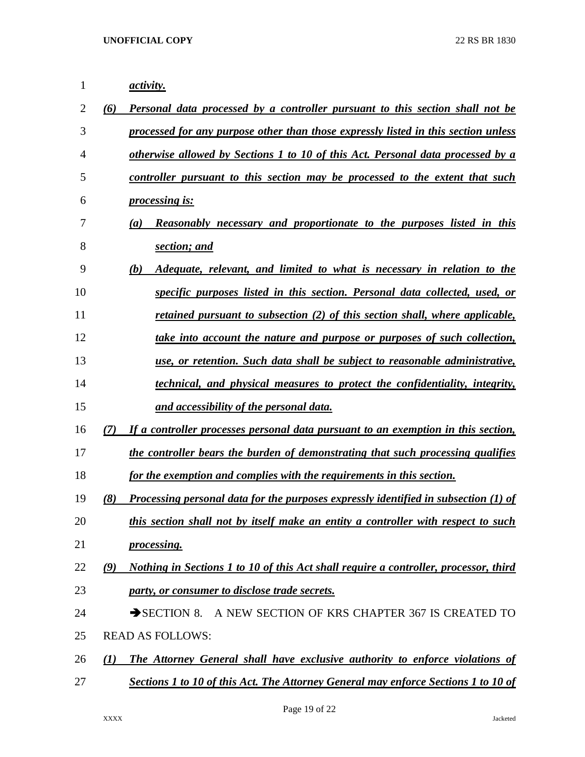*activity.*

*(6) Personal data processed by a controller pursuant to this section shall not be processed for any purpose other than those expressly listed in this section unless otherwise allowed by Sections 1 to 10 of this Act. Personal data processed by a controller pursuant to this section may be processed to the extent that such processing is:*

*(a) Reasonably necessary and proportionate to the purposes listed in this section; and*

*(b) Adequate, relevant, and limited to what is necessary in relation to the specific purposes listed in this section. Personal data collected, used, or retained pursuant to subsection (2) of this section shall, where applicable, take into account the nature and purpose or purposes of such collection, use, or retention. Such data shall be subject to reasonable administrative, technical, and physical measures to protect the confidentiality, integrity, and accessibility of the personal data.*

*(7) If a controller processes personal data pursuant to an exemption in this section, the controller bears the burden of demonstrating that such processing qualifies for the exemption and complies with the requirements in this section.*

*(8) Processing personal data for the purposes expressly identified in subsection (1) of this section shall not by itself make an entity a controller with respect to such processing.*

*(9) Nothing in Sections 1 to 10 of this Act shall require a controller, processor, third party, or consumer to disclose trade secrets.*

➔SECTION 8. A NEW SECTION OF KRS CHAPTER 367 IS CREATED TO READ AS FOLLOWS:

*(1) The Attorney General shall have exclusive authority to enforce violations of Sections 1 to 10 of this Act. The Attorney General may enforce Sections 1 to 10 of*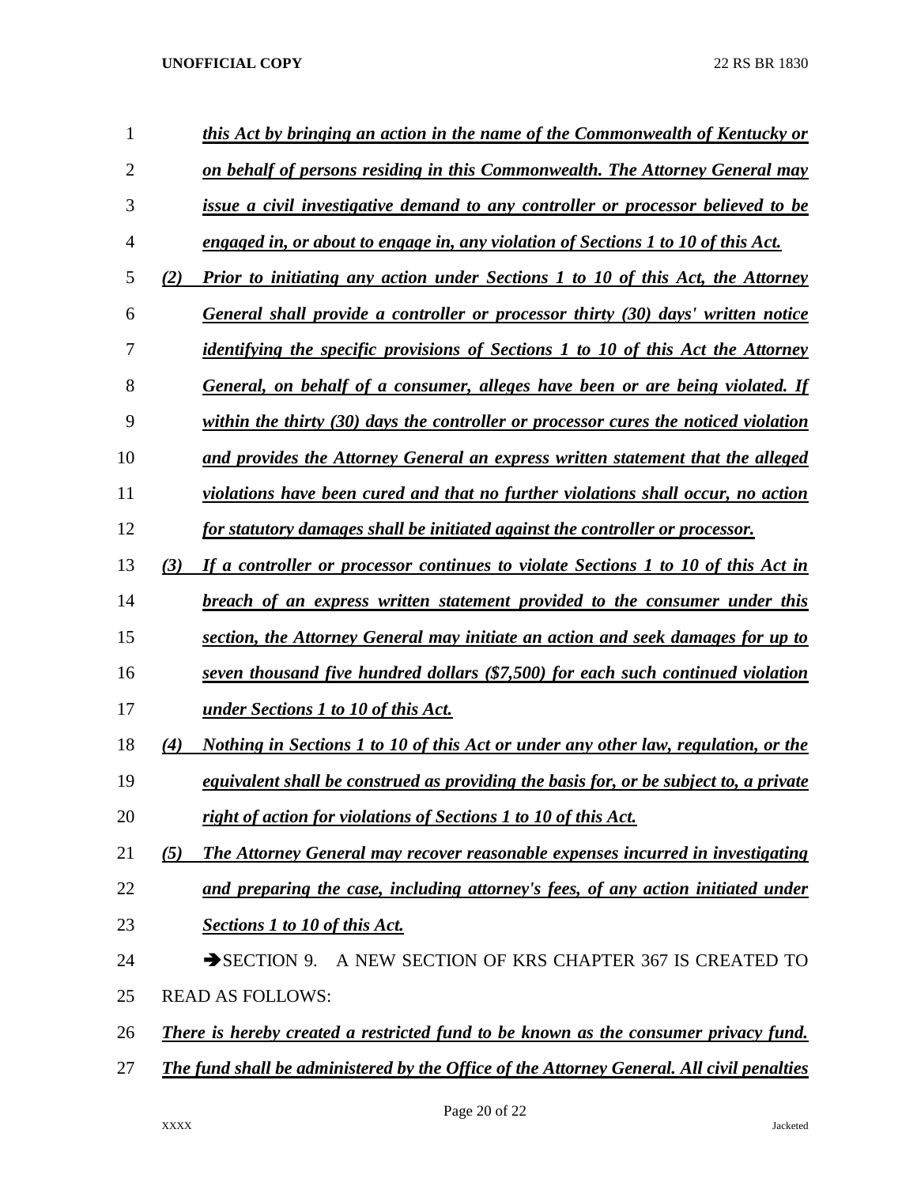*this Act by bringing an action in the name of the Commonwealth of Kentucky or on behalf of persons residing in this Commonwealth. The Attorney General may issue a civil investigative demand to any controller or processor believed to be engaged in, or about to engage in, any violation of Sections 1 to 10 of this Act.*

*(2) Prior to initiating any action under Sections 1 to 10 of this Act, the Attorney General shall provide a controller or processor thirty (30) days' written notice identifying the specific provisions of Sections 1 to 10 of this Act the Attorney General, on behalf of a consumer, alleges have been or are being violated. If within the thirty (30) days the controller or processor cures the noticed violation and provides the Attorney General an express written statement that the alleged violations have been cured and that no further violations shall occur, no action for statutory damages shall be initiated against the controller or processor.*

*(3) If a controller or processor continues to violate Sections 1 to 10 of this Act in breach of an express written statement provided to the consumer under this section, the Attorney General may initiate an action and seek damages for up to seven thousand five hundred dollars ($7,500) for each such continued violation under Sections 1 to 10 of this Act.*

*(4) Nothing in Sections 1 to 10 of this Act or under any other law, regulation, or the equivalent shall be construed as providing the basis for, or be subject to, a private right of action for violations of Sections 1 to 10 of this Act.*

*(5) The Attorney General may recover reasonable expenses incurred in investigating and preparing the case, including attorney's fees, of any action initiated under Sections 1 to 10 of this Act.*

➔SECTION 9. A NEW SECTION OF KRS CHAPTER 367 IS CREATED TO READ AS FOLLOWS:

*There is hereby created a restricted fund to be known as the consumer privacy fund. The fund shall be administered by the Office of the Attorney General. All civil penalties*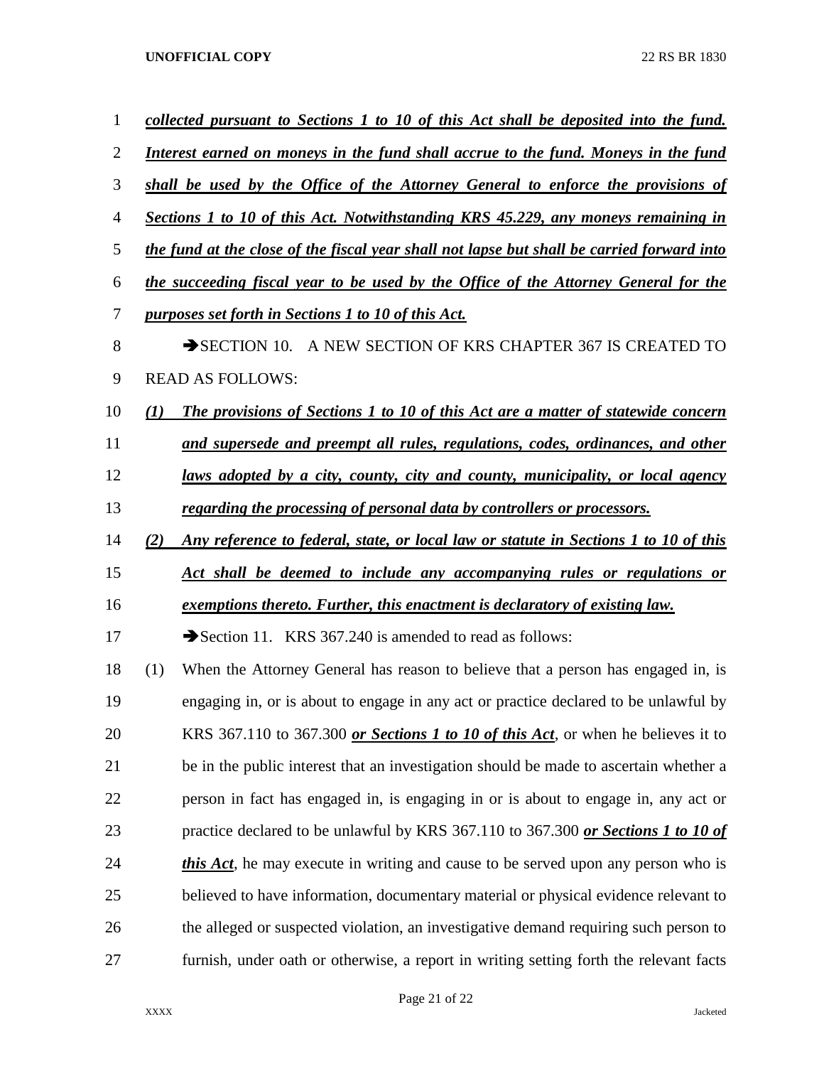***collected pursuant to Sections 1 to 10 of this Act shall be deposited into the fund. Interest earned on moneys in the fund shall accrue to the fund. Moneys in the fund shall be used by the Office of the Attorney General to enforce the provisions of Sections 1 to 10 of this Act. Notwithstanding KRS 45.229, any moneys remaining in the fund at the close of the fiscal year shall not lapse but shall be carried forward into the succeeding fiscal year to be used by the Office of the Attorney General for the purposes set forth in Sections 1 to 10 of this Act.***

➔SECTION 10. A NEW SECTION OF KRS CHAPTER 367 IS CREATED TO READ AS FOLLOWS:

***(1) The provisions of Sections 1 to 10 of this Act are a matter of statewide concern and supersede and preempt all rules, regulations, codes, ordinances, and other laws adopted by a city, county, city and county, municipality, or local agency regarding the processing of personal data by controllers or processors.***

***(2) Any reference to federal, state, or local law or statute in Sections 1 to 10 of this Act shall be deemed to include any accompanying rules or regulations or exemptions thereto. Further, this enactment is declaratory of existing law.***

➔Section 11. KRS 367.240 is amended to read as follows:

(1) When the Attorney General has reason to believe that a person has engaged in, is engaging in, or is about to engage in any act or practice declared to be unlawful by KRS 367.110 to 367.300 ***or Sections 1 to 10 of this Act***, or when he believes it to be in the public interest that an investigation should be made to ascertain whether a person in fact has engaged in, is engaging in or is about to engage in, any act or practice declared to be unlawful by KRS 367.110 to 367.300 ***or Sections 1 to 10 of this Act***, he may execute in writing and cause to be served upon any person who is believed to have information, documentary material or physical evidence relevant to the alleged or suspected violation, an investigative demand requiring such person to furnish, under oath or otherwise, a report in writing setting forth the relevant facts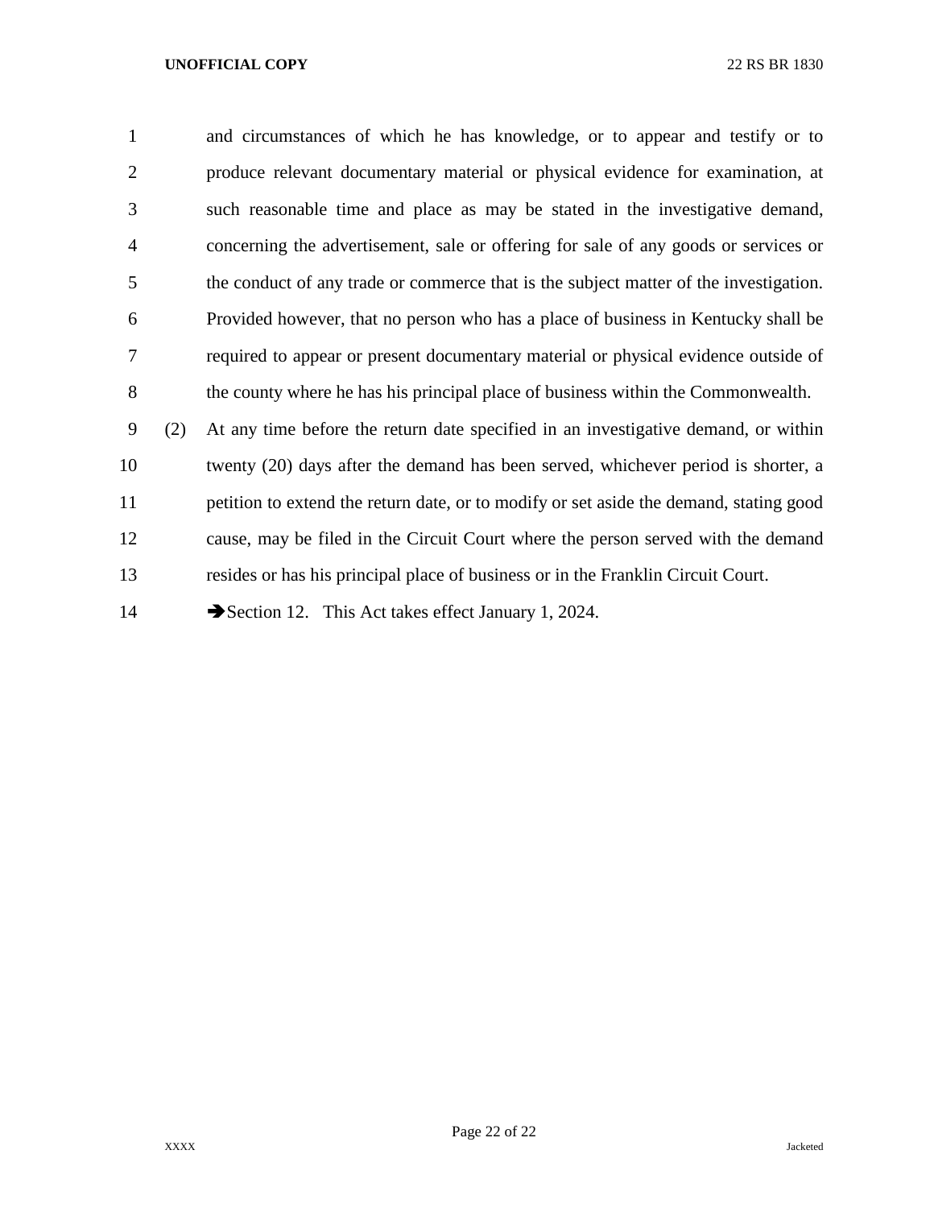and circumstances of which he has knowledge, or to appear and testify or to produce relevant documentary material or physical evidence for examination, at such reasonable time and place as may be stated in the investigative demand, concerning the advertisement, sale or offering for sale of any goods or services or the conduct of any trade or commerce that is the subject matter of the investigation. Provided however, that no person who has a place of business in Kentucky shall be required to appear or present documentary material or physical evidence outside of the county where he has his principal place of business within the Commonwealth.

(2) At any time before the return date specified in an investigative demand, or within twenty (20) days after the demand has been served, whichever period is shorter, a petition to extend the return date, or to modify or set aside the demand, stating good cause, may be filed in the Circuit Court where the person served with the demand resides or has his principal place of business or in the Franklin Circuit Court.

➔Section 12. This Act takes effect January 1, 2024.